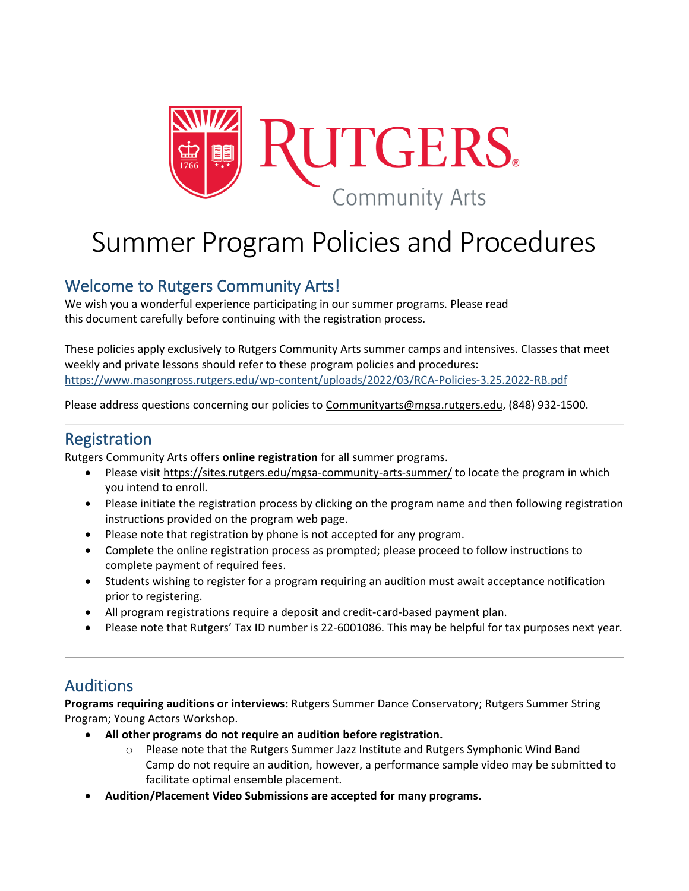Rutgers Community Arts

# Summer Program Policies and Procedures

## Welcome to Rutgers Community Arts!

We wish you a wonderful experience participating in our summer programs. Please read this document carefully before continuing with the registration process.

These policies apply exclusively to Rutgers Community Arts summer camps and intensives. Classes that meet weekly and private lessons should refer to these program policies and procedures: https://www.masongross.rutgers.edu/wp-content/uploads/2022/03/RCA-Policies-3.25.2022-RB.pdf

Please address questions concerning our policies to Communityarts@mgsa.rutgers.edu, (848) 932-1500.

---

## Registration

Rutgers Community Arts offers **online registration** for all summer programs.

- Please visit https://sites.rutgers.edu/mgsa-community-arts-summer/ to locate the program in which you intend to enroll.
- Please initiate the registration process by clicking on the program name and then following registration instructions provided on the program web page.
- Please note that registration by phone is not accepted for any program.
- Complete the online registration process as prompted; please proceed to follow instructions to complete payment of required fees.
- Students wishing to register for a program requiring an audition must await acceptance notification prior to registering.
- All program registrations require a deposit and credit-card-based payment plan.
- Please note that Rutgers' Tax ID number is 22-6001086. This may be helpful for tax purposes next year.

---

## Auditions

**Programs requiring auditions or interviews:** Rutgers Summer Dance Conservatory; Rutgers Summer String Program; Young Actors Workshop.

- **All other programs do not require an audition before registration.**
  - Please note that the Rutgers Summer Jazz Institute and Rutgers Symphonic Wind Band Camp do not require an audition, however, a performance sample video may be submitted to facilitate optimal ensemble placement.
- **Audition/Placement Video Submissions are accepted for many programs.**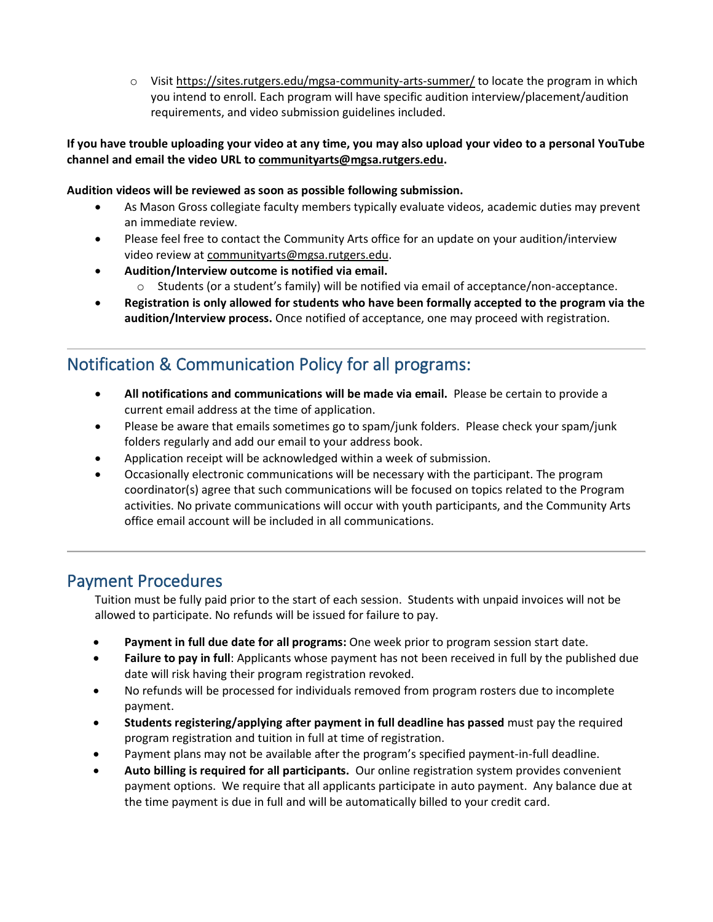- Visit https://sites.rutgers.edu/mgsa-community-arts-summer/ to locate the program in which you intend to enroll. Each program will have specific audition interview/placement/audition requirements, and video submission guidelines included.

**If you have trouble uploading your video at any time, you may also upload your video to a personal YouTube channel and email the video URL to communityarts@mgsa.rutgers.edu.**

**Audition videos will be reviewed as soon as possible following submission.**

- As Mason Gross collegiate faculty members typically evaluate videos, academic duties may prevent an immediate review.
- Please feel free to contact the Community Arts office for an update on your audition/interview video review at communityarts@mgsa.rutgers.edu.
- **Audition/Interview outcome is notified via email.**
  - Students (or a student's family) will be notified via email of acceptance/non-acceptance.
- **Registration is only allowed for students who have been formally accepted to the program via the audition/Interview process.** Once notified of acceptance, one may proceed with registration.

## Notification & Communication Policy for all programs:

- **All notifications and communications will be made via email.** Please be certain to provide a current email address at the time of application.
- Please be aware that emails sometimes go to spam/junk folders. Please check your spam/junk folders regularly and add our email to your address book.
- Application receipt will be acknowledged within a week of submission.
- Occasionally electronic communications will be necessary with the participant. The program coordinator(s) agree that such communications will be focused on topics related to the Program activities. No private communications will occur with youth participants, and the Community Arts office email account will be included in all communications.

## Payment Procedures

Tuition must be fully paid prior to the start of each session. Students with unpaid invoices will not be allowed to participate. No refunds will be issued for failure to pay.

- **Payment in full due date for all programs:** One week prior to program session start date.
- **Failure to pay in full**: Applicants whose payment has not been received in full by the published due date will risk having their program registration revoked.
- No refunds will be processed for individuals removed from program rosters due to incomplete payment.
- **Students registering/applying after payment in full deadline has passed** must pay the required program registration and tuition in full at time of registration.
- Payment plans may not be available after the program's specified payment-in-full deadline.
- **Auto billing is required for all participants.** Our online registration system provides convenient payment options. We require that all applicants participate in auto payment. Any balance due at the time payment is due in full and will be automatically billed to your credit card.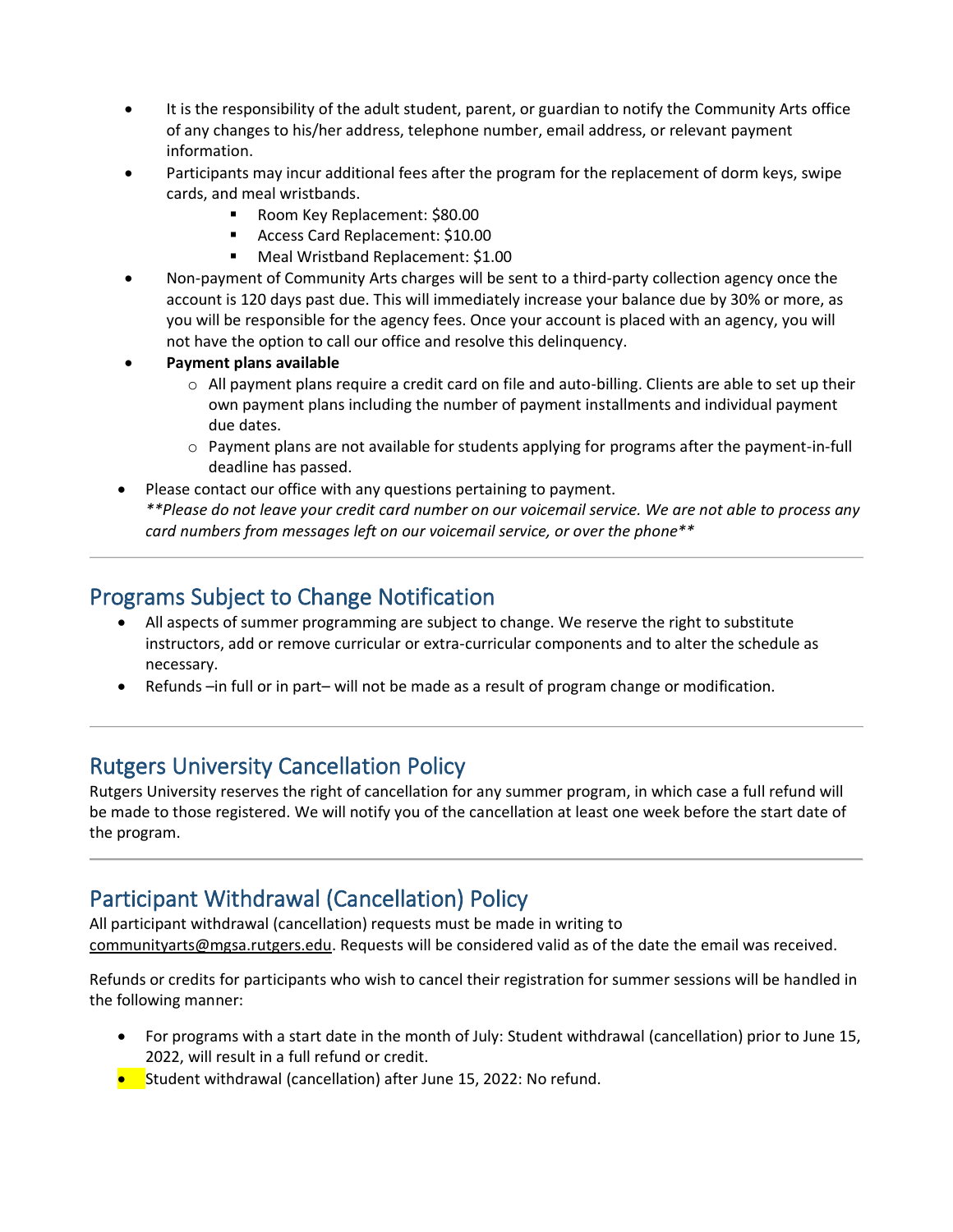- It is the responsibility of the adult student, parent, or guardian to notify the Community Arts office of any changes to his/her address, telephone number, email address, or relevant payment information.
- Participants may incur additional fees after the program for the replacement of dorm keys, swipe cards, and meal wristbands.
    - Room Key Replacement: $80.00
    - Access Card Replacement: $10.00
    - Meal Wristband Replacement: $1.00
- Non-payment of Community Arts charges will be sent to a third-party collection agency once the account is 120 days past due. This will immediately increase your balance due by 30% or more, as you will be responsible for the agency fees. Once your account is placed with an agency, you will not have the option to call our office and resolve this delinquency.
- **Payment plans available**
    - All payment plans require a credit card on file and auto-billing. Clients are able to set up their own payment plans including the number of payment installments and individual payment due dates.
    - Payment plans are not available for students applying for programs after the payment-in-full deadline has passed.
- Please contact our office with any questions pertaining to payment.
  ***Please do not leave your credit card number on our voicemail service. We are not able to process any card numbers from messages left on our voicemail service, or over the phone***

---

## Programs Subject to Change Notification

- All aspects of summer programming are subject to change. We reserve the right to substitute instructors, add or remove curricular or extra-curricular components and to alter the schedule as necessary.
- Refunds –in full or in part– will not be made as a result of program change or modification.

---

## Rutgers University Cancellation Policy

Rutgers University reserves the right of cancellation for any summer program, in which case a full refund will be made to those registered. We will notify you of the cancellation at least one week before the start date of the program.

---

## Participant Withdrawal (Cancellation) Policy

All participant withdrawal (cancellation) requests must be made in writing to communityarts@mgsa.rutgers.edu. Requests will be considered valid as of the date the email was received.

Refunds or credits for participants who wish to cancel their registration for summer sessions will be handled in the following manner:

- For programs with a start date in the month of July: Student withdrawal (cancellation) prior to June 15, 2022, will result in a full refund or credit.
- Student withdrawal (cancellation) after June 15, 2022: No refund.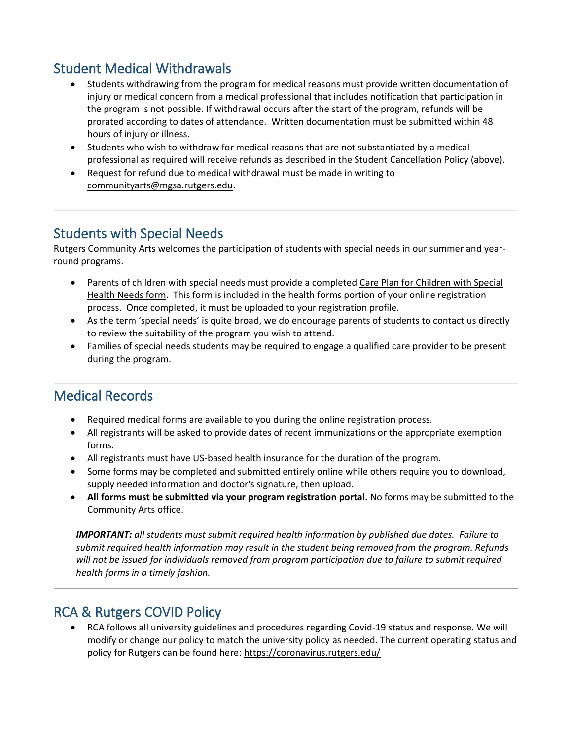## Student Medical Withdrawals

- Students withdrawing from the program for medical reasons must provide written documentation of injury or medical concern from a medical professional that includes notification that participation in the program is not possible. If withdrawal occurs after the start of the program, refunds will be prorated according to dates of attendance. Written documentation must be submitted within 48 hours of injury or illness.
- Students who wish to withdraw for medical reasons that are not substantiated by a medical professional as required will receive refunds as described in the Student Cancellation Policy (above).
- Request for refund due to medical withdrawal must be made in writing to communityarts@mgsa.rutgers.edu.

---

## Students with Special Needs

Rutgers Community Arts welcomes the participation of students with special needs in our summer and year-round programs.

- Parents of children with special needs must provide a completed Care Plan for Children with Special Health Needs form. This form is included in the health forms portion of your online registration process. Once completed, it must be uploaded to your registration profile.
- As the term 'special needs' is quite broad, we do encourage parents of students to contact us directly to review the suitability of the program you wish to attend.
- Families of special needs students may be required to engage a qualified care provider to be present during the program.

---

## Medical Records

- Required medical forms are available to you during the online registration process.
- All registrants will be asked to provide dates of recent immunizations or the appropriate exemption forms.
- All registrants must have US-based health insurance for the duration of the program.
- Some forms may be completed and submitted entirely online while others require you to download, supply needed information and doctor's signature, then upload.
- **All forms must be submitted via your program registration portal.** No forms may be submitted to the Community Arts office.

***IMPORTANT:*** *all students must submit required health information by published due dates. Failure to submit required health information may result in the student being removed from the program. Refunds will not be issued for individuals removed from program participation due to failure to submit required health forms in a timely fashion.*

---

## RCA & Rutgers COVID Policy

- RCA follows all university guidelines and procedures regarding Covid-19 status and response. We will modify or change our policy to match the university policy as needed. The current operating status and policy for Rutgers can be found here: https://coronavirus.rutgers.edu/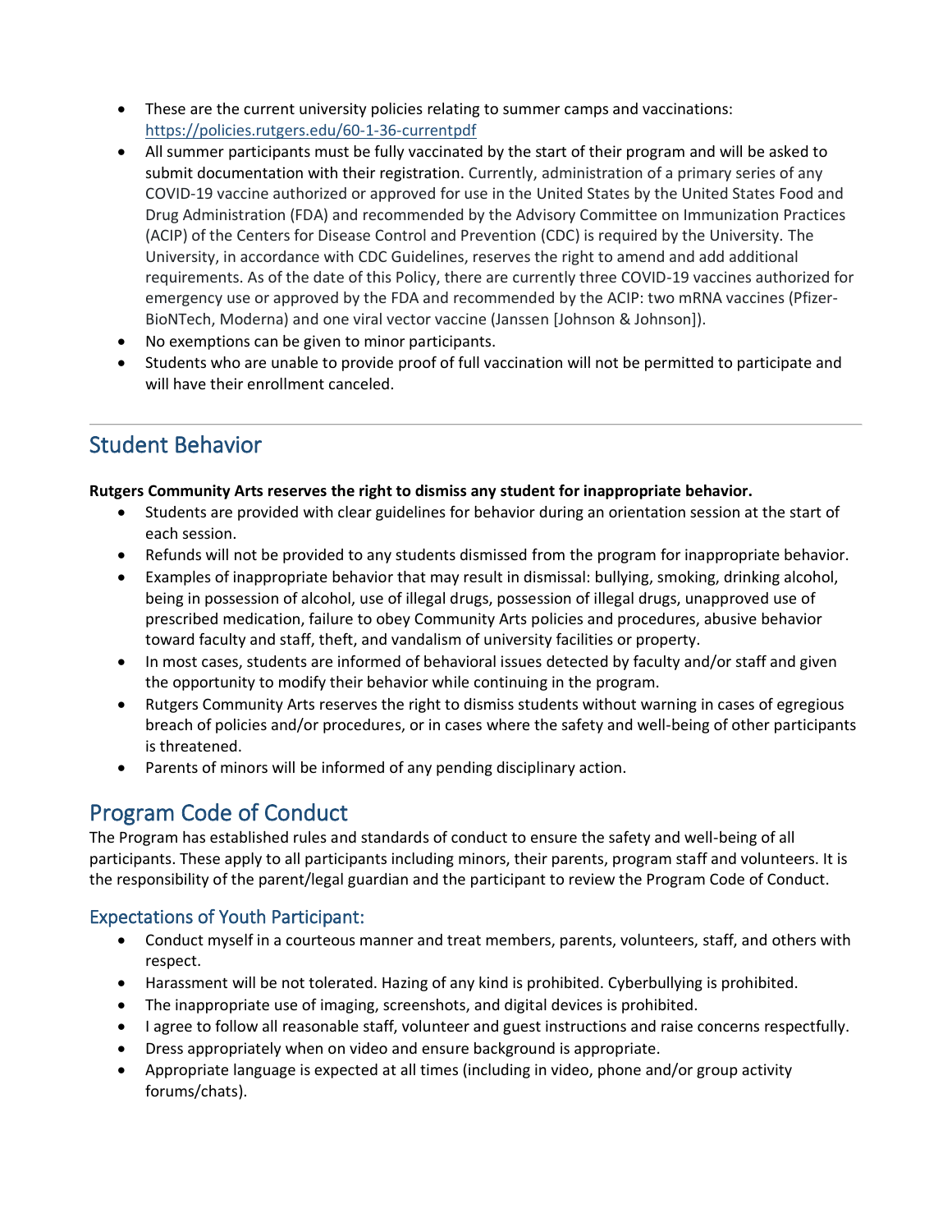- These are the current university policies relating to summer camps and vaccinations: https://policies.rutgers.edu/60-1-36-currentpdf
- All summer participants must be fully vaccinated by the start of their program and will be asked to submit documentation with their registration. Currently, administration of a primary series of any COVID-19 vaccine authorized or approved for use in the United States by the United States Food and Drug Administration (FDA) and recommended by the Advisory Committee on Immunization Practices (ACIP) of the Centers for Disease Control and Prevention (CDC) is required by the University. The University, in accordance with CDC Guidelines, reserves the right to amend and add additional requirements. As of the date of this Policy, there are currently three COVID-19 vaccines authorized for emergency use or approved by the FDA and recommended by the ACIP: two mRNA vaccines (Pfizer-BioNTech, Moderna) and one viral vector vaccine (Janssen [Johnson & Johnson]).
- No exemptions can be given to minor participants.
- Students who are unable to provide proof of full vaccination will not be permitted to participate and will have their enrollment canceled.

---

## Student Behavior

**Rutgers Community Arts reserves the right to dismiss any student for inappropriate behavior.**

- Students are provided with clear guidelines for behavior during an orientation session at the start of each session.
- Refunds will not be provided to any students dismissed from the program for inappropriate behavior.
- Examples of inappropriate behavior that may result in dismissal: bullying, smoking, drinking alcohol, being in possession of alcohol, use of illegal drugs, possession of illegal drugs, unapproved use of prescribed medication, failure to obey Community Arts policies and procedures, abusive behavior toward faculty and staff, theft, and vandalism of university facilities or property.
- In most cases, students are informed of behavioral issues detected by faculty and/or staff and given the opportunity to modify their behavior while continuing in the program.
- Rutgers Community Arts reserves the right to dismiss students without warning in cases of egregious breach of policies and/or procedures, or in cases where the safety and well-being of other participants is threatened.
- Parents of minors will be informed of any pending disciplinary action.

## Program Code of Conduct

The Program has established rules and standards of conduct to ensure the safety and well-being of all participants. These apply to all participants including minors, their parents, program staff and volunteers. It is the responsibility of the parent/legal guardian and the participant to review the Program Code of Conduct.

### Expectations of Youth Participant:

- Conduct myself in a courteous manner and treat members, parents, volunteers, staff, and others with respect.
- Harassment will be not tolerated. Hazing of any kind is prohibited. Cyberbullying is prohibited.
- The inappropriate use of imaging, screenshots, and digital devices is prohibited.
- I agree to follow all reasonable staff, volunteer and guest instructions and raise concerns respectfully.
- Dress appropriately when on video and ensure background is appropriate.
- Appropriate language is expected at all times (including in video, phone and/or group activity forums/chats).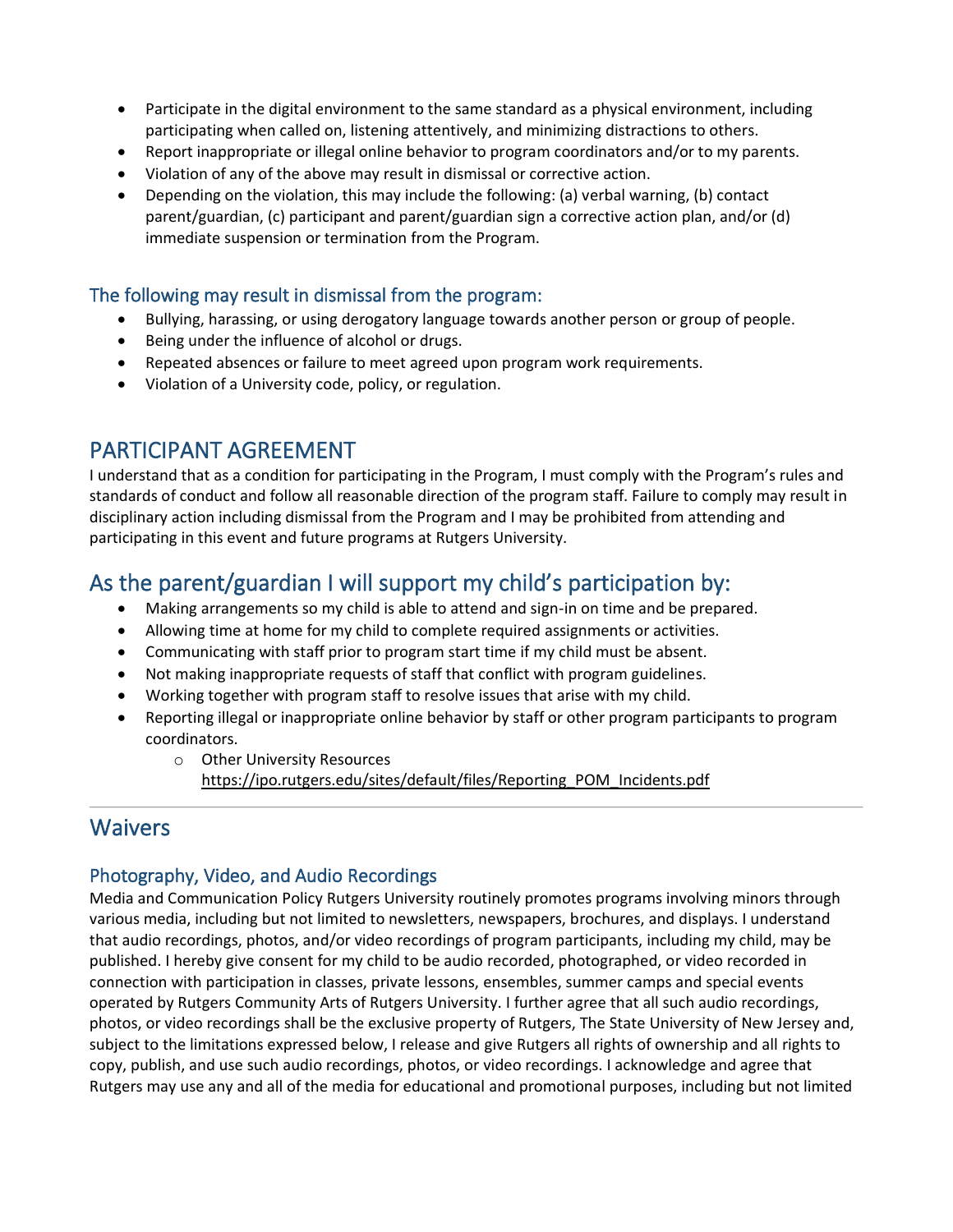- Participate in the digital environment to the same standard as a physical environment, including participating when called on, listening attentively, and minimizing distractions to others.
- Report inappropriate or illegal online behavior to program coordinators and/or to my parents.
- Violation of any of the above may result in dismissal or corrective action.
- Depending on the violation, this may include the following: (a) verbal warning, (b) contact parent/guardian, (c) participant and parent/guardian sign a corrective action plan, and/or (d) immediate suspension or termination from the Program.

### The following may result in dismissal from the program:

- Bullying, harassing, or using derogatory language towards another person or group of people.
- Being under the influence of alcohol or drugs.
- Repeated absences or failure to meet agreed upon program work requirements.
- Violation of a University code, policy, or regulation.

## PARTICIPANT AGREEMENT

I understand that as a condition for participating in the Program, I must comply with the Program's rules and standards of conduct and follow all reasonable direction of the program staff. Failure to comply may result in disciplinary action including dismissal from the Program and I may be prohibited from attending and participating in this event and future programs at Rutgers University.

## As the parent/guardian I will support my child's participation by:

- Making arrangements so my child is able to attend and sign-in on time and be prepared.
- Allowing time at home for my child to complete required assignments or activities.
- Communicating with staff prior to program start time if my child must be absent.
- Not making inappropriate requests of staff that conflict with program guidelines.
- Working together with program staff to resolve issues that arise with my child.
- Reporting illegal or inappropriate online behavior by staff or other program participants to program coordinators.
    - Other University Resources https://ipo.rutgers.edu/sites/default/files/Reporting_POM_Incidents.pdf

---

## Waivers

### Photography, Video, and Audio Recordings

Media and Communication Policy Rutgers University routinely promotes programs involving minors through various media, including but not limited to newsletters, newspapers, brochures, and displays. I understand that audio recordings, photos, and/or video recordings of program participants, including my child, may be published. I hereby give consent for my child to be audio recorded, photographed, or video recorded in connection with participation in classes, private lessons, ensembles, summer camps and special events operated by Rutgers Community Arts of Rutgers University. I further agree that all such audio recordings, photos, or video recordings shall be the exclusive property of Rutgers, The State University of New Jersey and, subject to the limitations expressed below, I release and give Rutgers all rights of ownership and all rights to copy, publish, and use such audio recordings, photos, or video recordings. I acknowledge and agree that Rutgers may use any and all of the media for educational and promotional purposes, including but not limited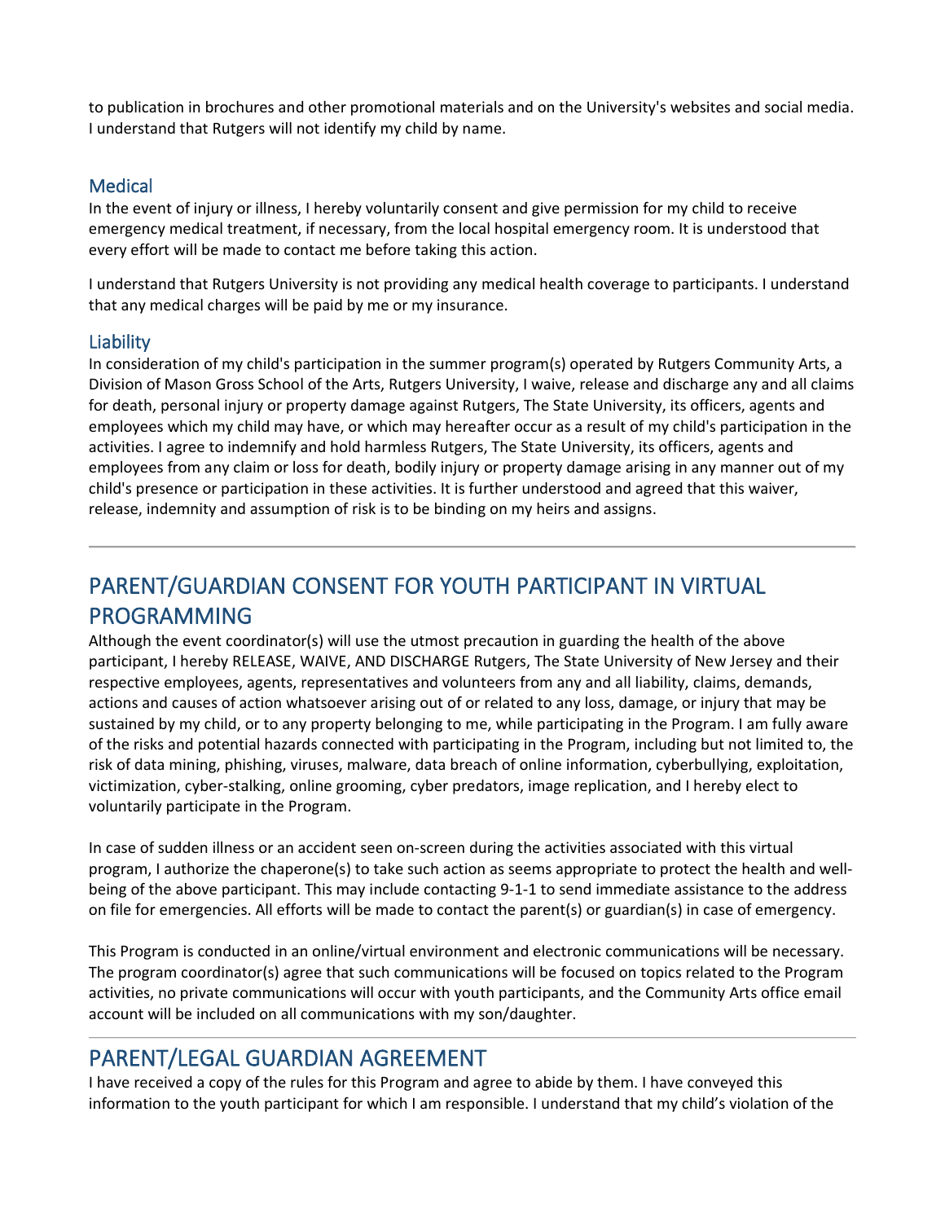to publication in brochures and other promotional materials and on the University's websites and social media. I understand that Rutgers will not identify my child by name.

### Medical

In the event of injury or illness, I hereby voluntarily consent and give permission for my child to receive emergency medical treatment, if necessary, from the local hospital emergency room. It is understood that every effort will be made to contact me before taking this action.

I understand that Rutgers University is not providing any medical health coverage to participants. I understand that any medical charges will be paid by me or my insurance.

### Liability

In consideration of my child's participation in the summer program(s) operated by Rutgers Community Arts, a Division of Mason Gross School of the Arts, Rutgers University, I waive, release and discharge any and all claims for death, personal injury or property damage against Rutgers, The State University, its officers, agents and employees which my child may have, or which may hereafter occur as a result of my child's participation in the activities. I agree to indemnify and hold harmless Rutgers, The State University, its officers, agents and employees from any claim or loss for death, bodily injury or property damage arising in any manner out of my child's presence or participation in these activities. It is further understood and agreed that this waiver, release, indemnity and assumption of risk is to be binding on my heirs and assigns.

---

## PARENT/GUARDIAN CONSENT FOR YOUTH PARTICIPANT IN VIRTUAL PROGRAMMING

Although the event coordinator(s) will use the utmost precaution in guarding the health of the above participant, I hereby RELEASE, WAIVE, AND DISCHARGE Rutgers, The State University of New Jersey and their respective employees, agents, representatives and volunteers from any and all liability, claims, demands, actions and causes of action whatsoever arising out of or related to any loss, damage, or injury that may be sustained by my child, or to any property belonging to me, while participating in the Program. I am fully aware of the risks and potential hazards connected with participating in the Program, including but not limited to, the risk of data mining, phishing, viruses, malware, data breach of online information, cyberbullying, exploitation, victimization, cyber-stalking, online grooming, cyber predators, image replication, and I hereby elect to voluntarily participate in the Program.

In case of sudden illness or an accident seen on-screen during the activities associated with this virtual program, I authorize the chaperone(s) to take such action as seems appropriate to protect the health and well-being of the above participant. This may include contacting 9-1-1 to send immediate assistance to the address on file for emergencies. All efforts will be made to contact the parent(s) or guardian(s) in case of emergency.

This Program is conducted in an online/virtual environment and electronic communications will be necessary. The program coordinator(s) agree that such communications will be focused on topics related to the Program activities, no private communications will occur with youth participants, and the Community Arts office email account will be included on all communications with my son/daughter.

---

## PARENT/LEGAL GUARDIAN AGREEMENT

I have received a copy of the rules for this Program and agree to abide by them. I have conveyed this information to the youth participant for which I am responsible. I understand that my child's violation of the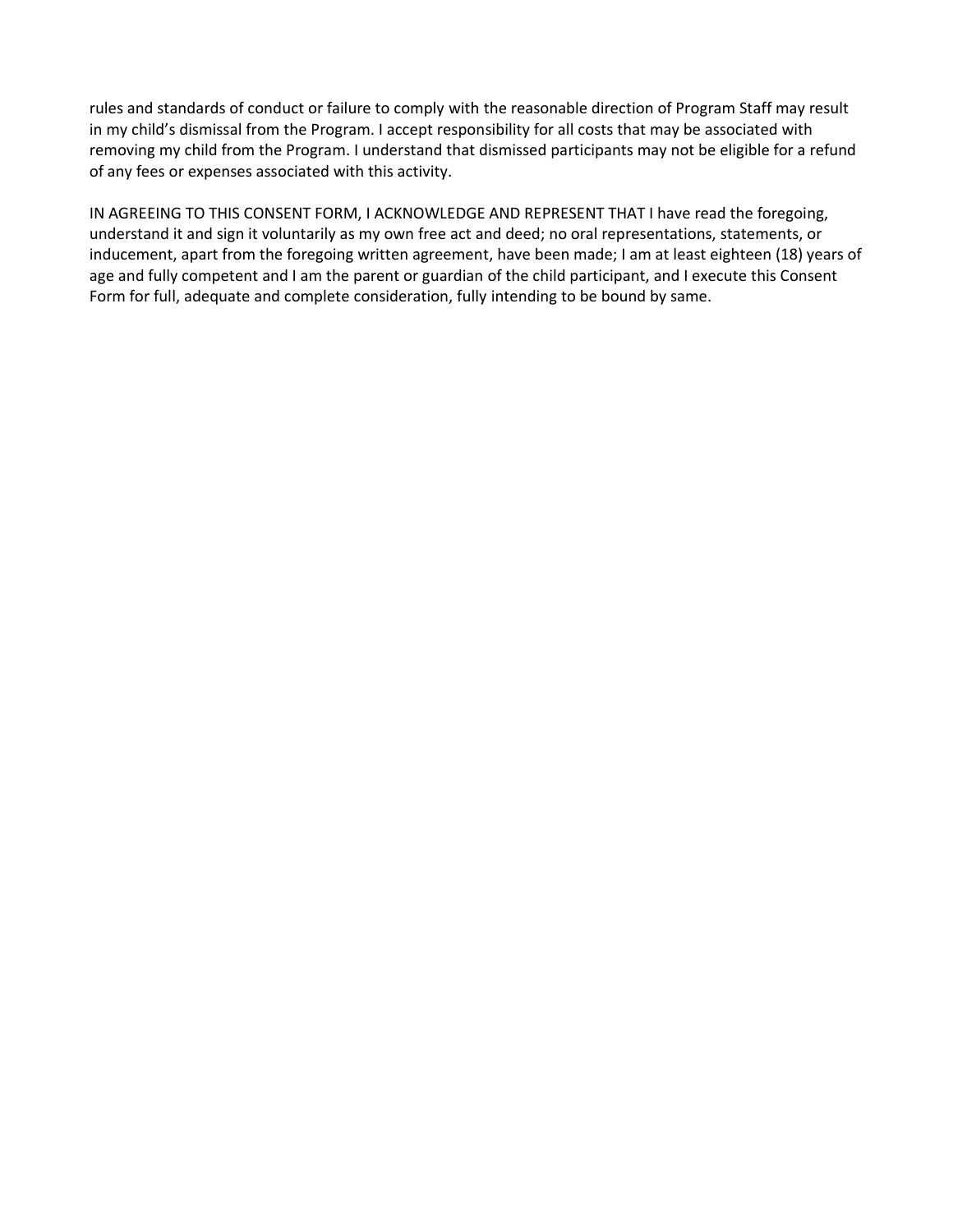rules and standards of conduct or failure to comply with the reasonable direction of Program Staff may result in my child's dismissal from the Program. I accept responsibility for all costs that may be associated with removing my child from the Program. I understand that dismissed participants may not be eligible for a refund of any fees or expenses associated with this activity.

IN AGREEING TO THIS CONSENT FORM, I ACKNOWLEDGE AND REPRESENT THAT I have read the foregoing, understand it and sign it voluntarily as my own free act and deed; no oral representations, statements, or inducement, apart from the foregoing written agreement, have been made; I am at least eighteen (18) years of age and fully competent and I am the parent or guardian of the child participant, and I execute this Consent Form for full, adequate and complete consideration, fully intending to be bound by same.